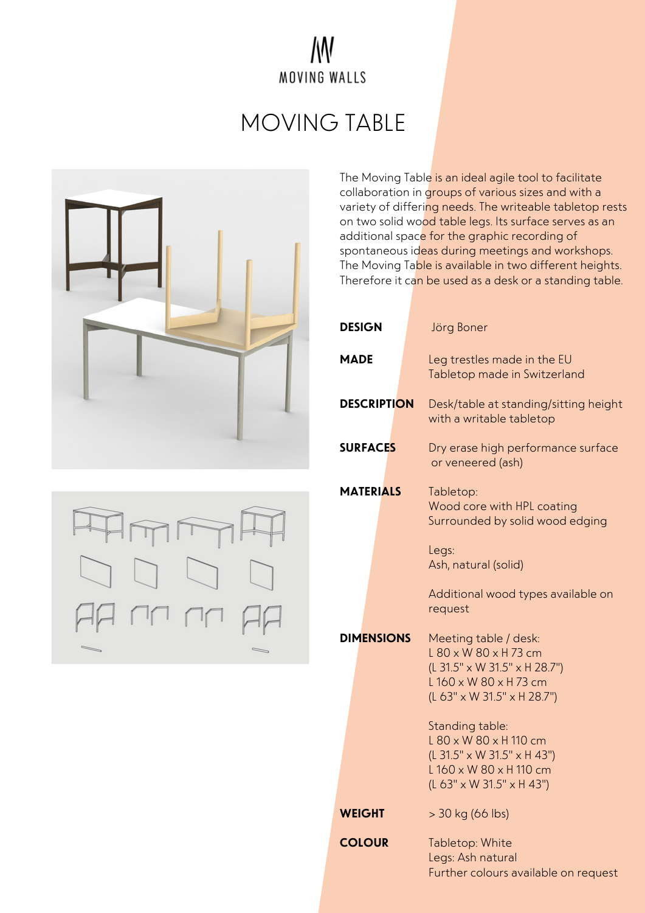MOVING WALLS

# MOVING TABLE

The Moving Table is an ideal agile tool to facilitate collaboration in groups of various sizes and with a variety of differing needs. The writeable tabletop rests on two solid wood table legs. Its surface serves as an additional space for the graphic recording of spontaneous ideas during meetings and workshops. The Moving Table is available in two different heights. Therefore it can be used as a desk or a standing table.

| | |
|---|---|
| **DESIGN** | Jörg Boner |
| **MADE** | Leg trestles made in the EU<br>Tabletop made in Switzerland |
| **DESCRIPTION** | Desk/table at standing/sitting height with a writable tabletop |
| **SURFACES** | Dry erase high performance surface or veneered (ash) |
| **MATERIALS** | Tabletop:<br>Wood core with HPL coating<br>Surrounded by solid wood edging<br><br>Legs:<br>Ash, natural (solid)<br><br>Additional wood types available on request |
| **DIMENSIONS** | Meeting table / desk:<br>L 80 x W 80 x H 73 cm<br>(L 31.5" x W 31.5" x H 28.7")<br>L 160 x W 80 x H 73 cm<br>(L 63" x W 31.5" x H 28.7")<br><br>Standing table:<br>L 80 x W 80 x H 110 cm<br>(L 31.5" x W 31.5" x H 43")<br>L 160 x W 80 x H 110 cm<br>(L 63" x W 31.5" x H 43") |
| **WEIGHT** | > 30 kg (66 lbs) |
| **COLOUR** | Tabletop: White<br>Legs: Ash natural<br>Further colours available on request |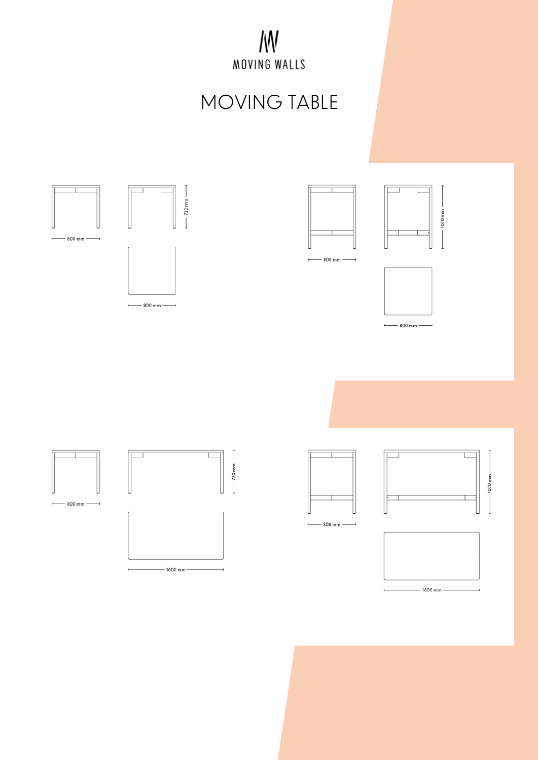MOVING WALLS

# MOVING TABLE

800 mm

720 mm

800 mm

800 mm

1070 mm

800 mm

800 mm

720 mm

1600 mm

800 mm

1070 mm

1600 mm